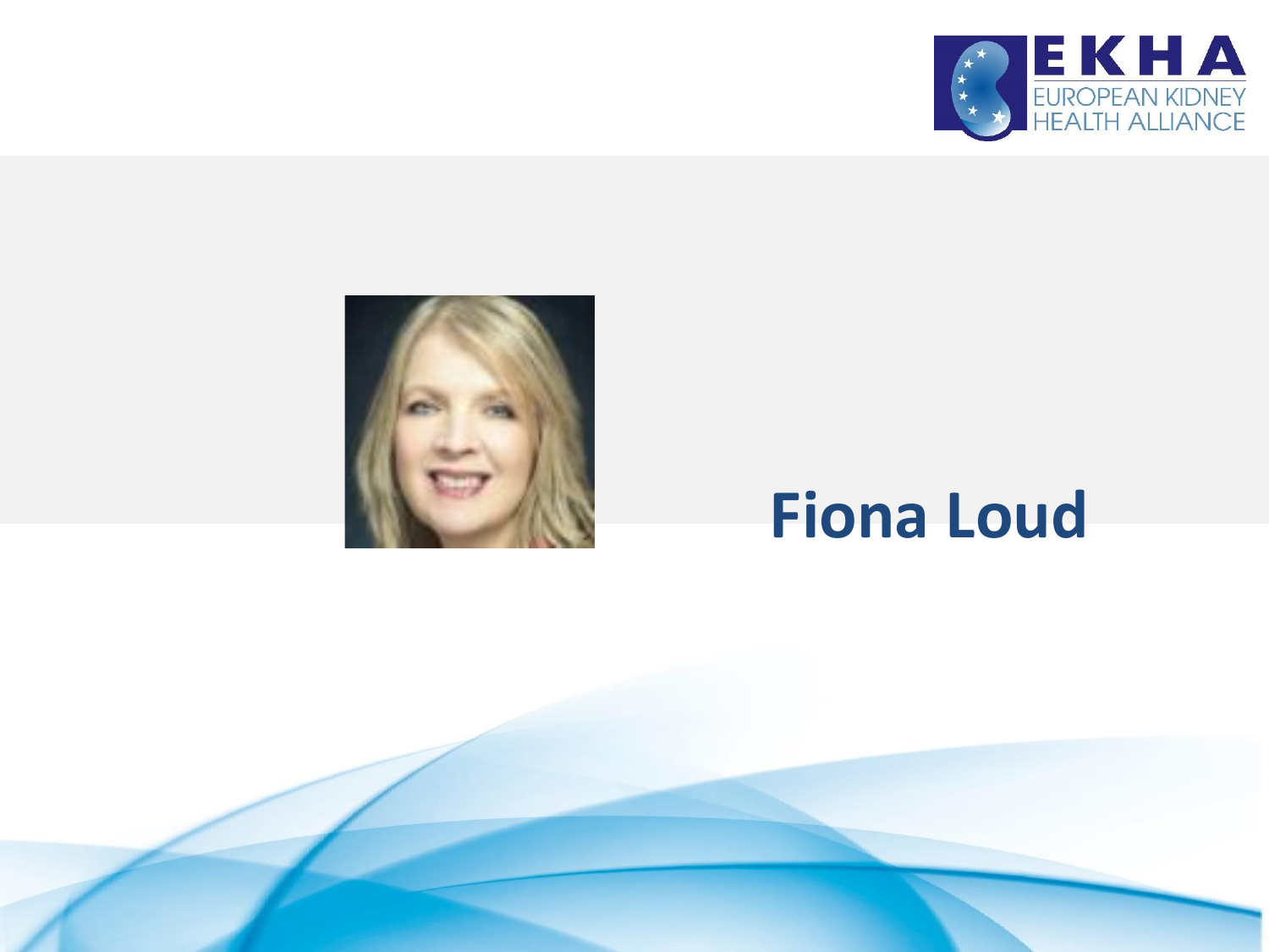EKHA
EUROPEAN KIDNEY HEALTH ALLIANCE

# Fiona Loud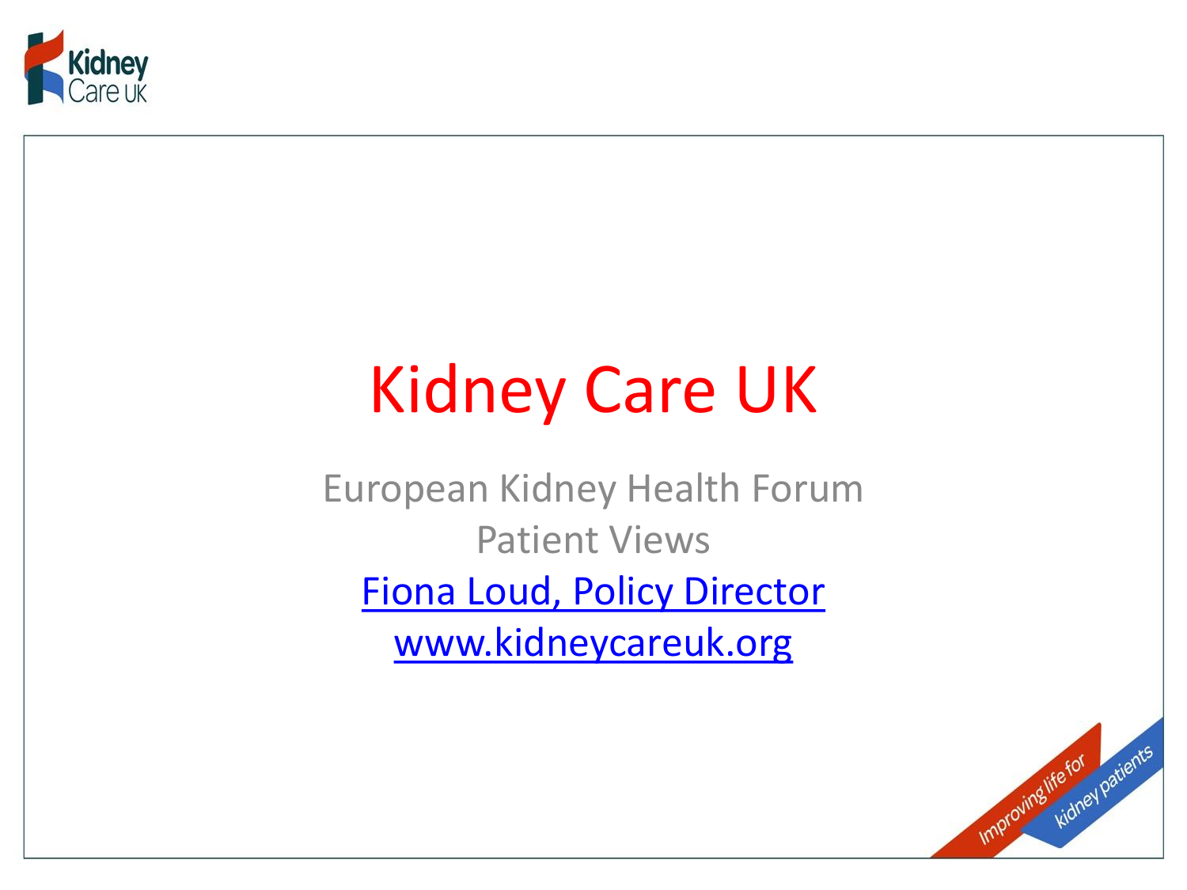# Kidney Care UK

European Kidney Health Forum

Patient Views

[Fiona Loud, Policy Director](Fiona Loud, Policy Director)

[www.kidneycareuk.org](www.kidneycareuk.org)

Improving life for kidney patients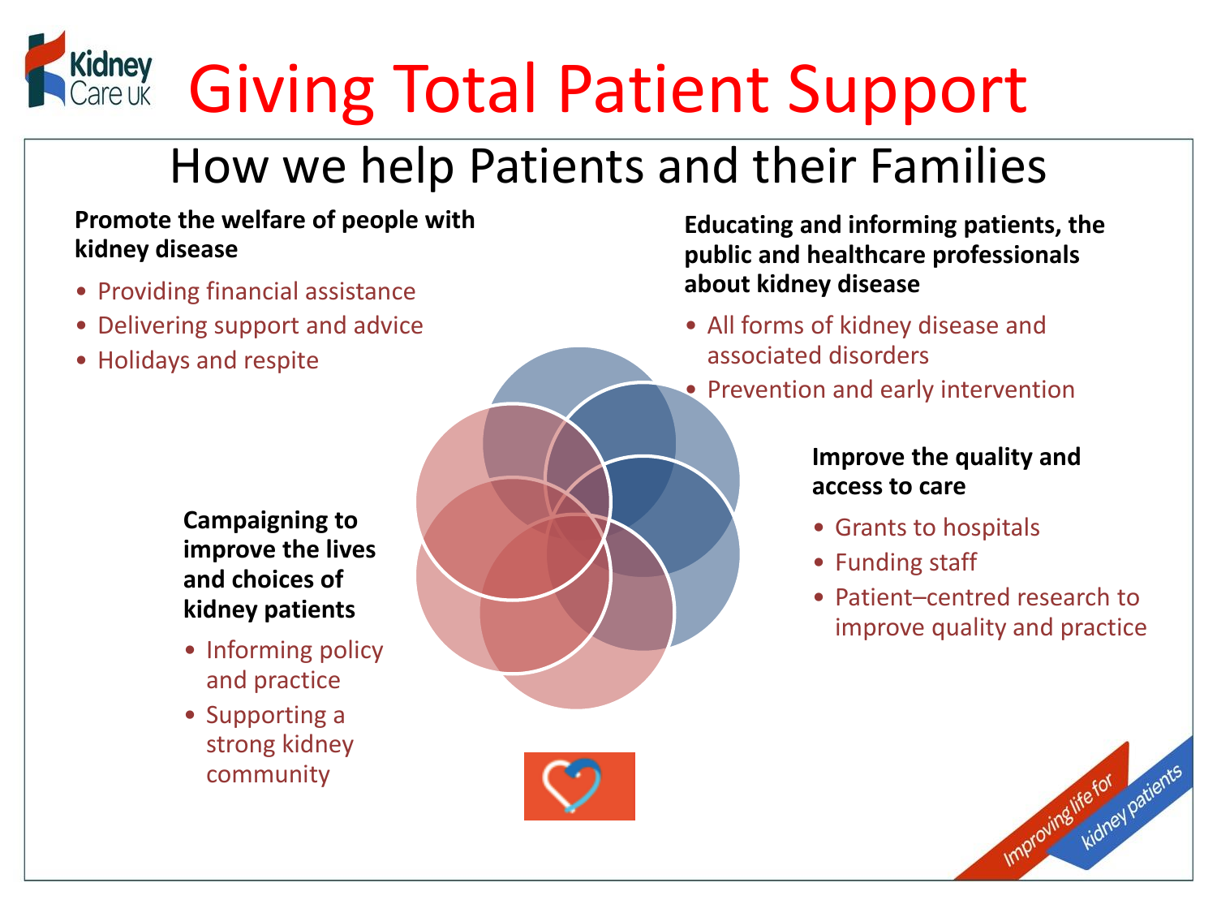# Giving Total Patient Support

## How we help Patients and their Families

**Promote the welfare of people with kidney disease**

- Providing financial assistance
- Delivering support and advice
- Holidays and respite

**Educating and informing patients, the public and healthcare professionals about kidney disease**

- All forms of kidney disease and associated disorders
- Prevention and early intervention

**Improve the quality and access to care**

- Grants to hospitals
- Funding staff
- Patient–centred research to improve quality and practice

**Campaigning to improve the lives and choices of kidney patients**

- Informing policy and practice
- Supporting a strong kidney community

Improving life for kidney patients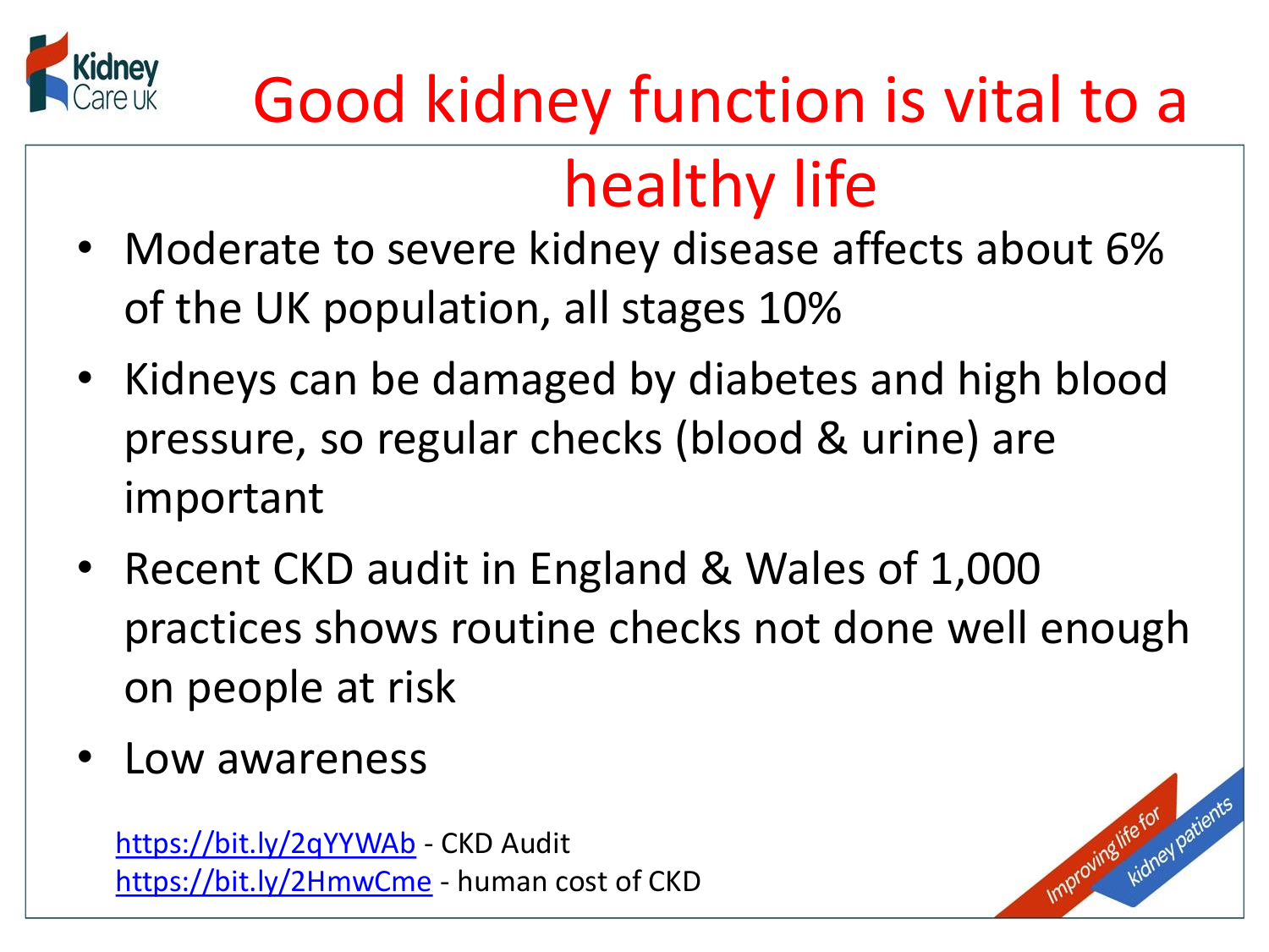# Good kidney function is vital to a healthy life

- Moderate to severe kidney disease affects about 6% of the UK population, all stages 10%
- Kidneys can be damaged by diabetes and high blood pressure, so regular checks (blood & urine) are important
- Recent CKD audit in England & Wales of 1,000 practices shows routine checks not done well enough on people at risk
- Low awareness

https://bit.ly/2qYYWAb - CKD Audit
https://bit.ly/2HmwCme - human cost of CKD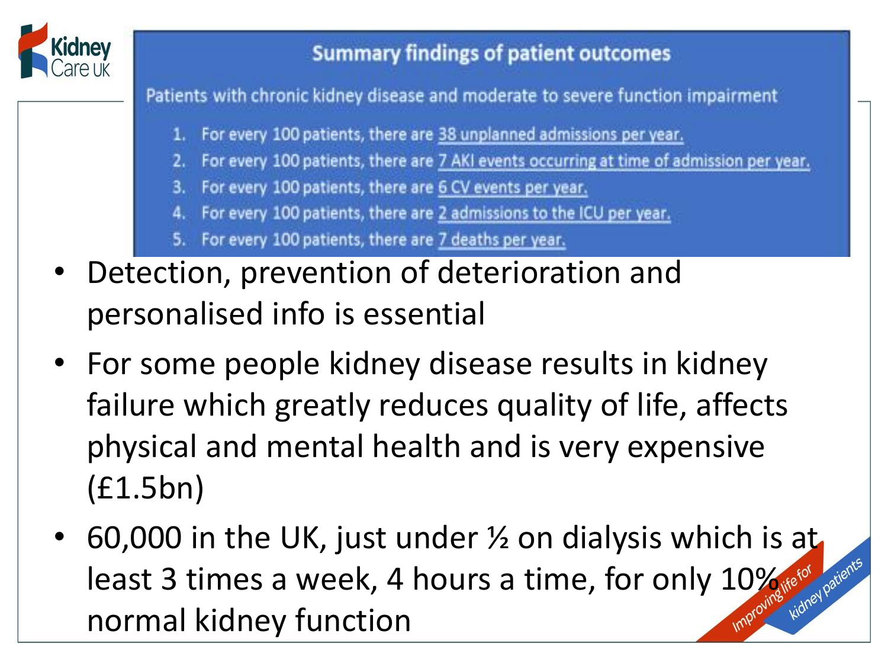## Summary findings of patient outcomes

Patients with chronic kidney disease and moderate to severe function impairment

1. For every 100 patients, there are 38 unplanned admissions per year.
2. For every 100 patients, there are 7 AKI events occurring at time of admission per year.
3. For every 100 patients, there are 6 CV events per year.
4. For every 100 patients, there are 2 admissions to the ICU per year.
5. For every 100 patients, there are 7 deaths per year.

- Detection, prevention of deterioration and personalised info is essential
- For some people kidney disease results in kidney failure which greatly reduces quality of life, affects physical and mental health and is very expensive (£1.5bn)
- 60,000 in the UK, just under ½ on dialysis which is at least 3 times a week, 4 hours a time, for only 10% normal kidney function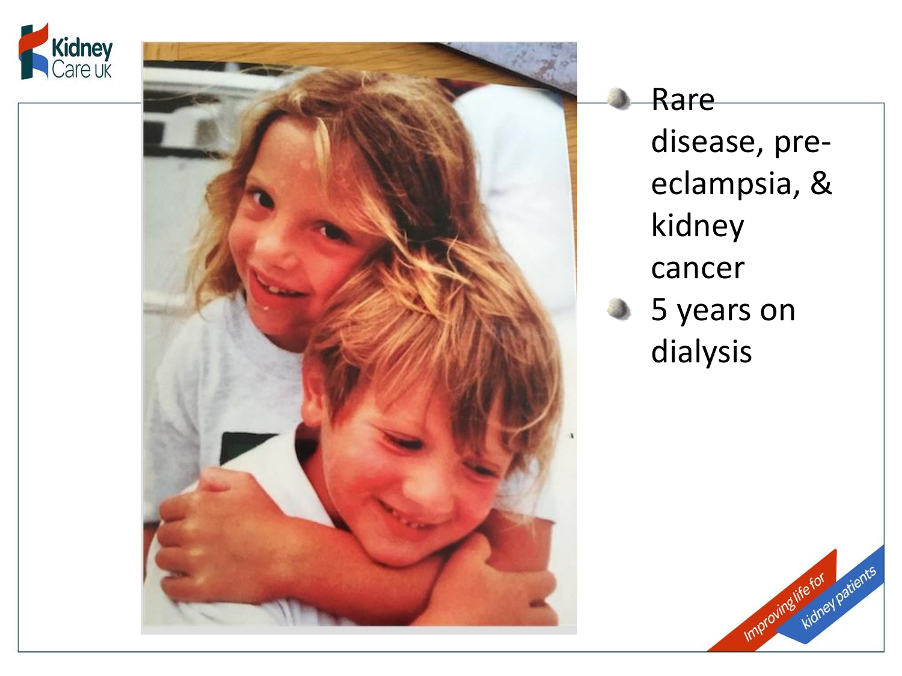- Rare disease, pre-eclampsia, & kidney cancer
- 5 years on dialysis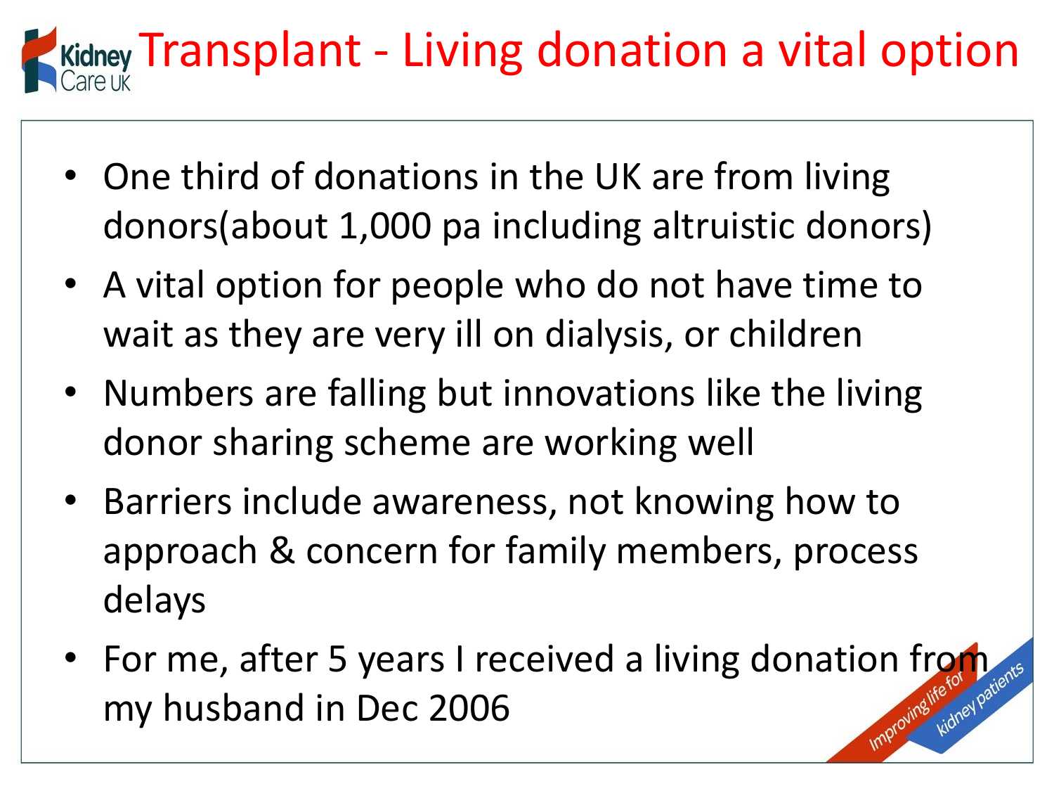# Transplant - Living donation a vital option

- One third of donations in the UK are from living donors(about 1,000 pa including altruistic donors)
- A vital option for people who do not have time to wait as they are very ill on dialysis, or children
- Numbers are falling but innovations like the living donor sharing scheme are working well
- Barriers include awareness, not knowing how to approach & concern for family members, process delays
- For me, after 5 years I received a living donation from my husband in Dec 2006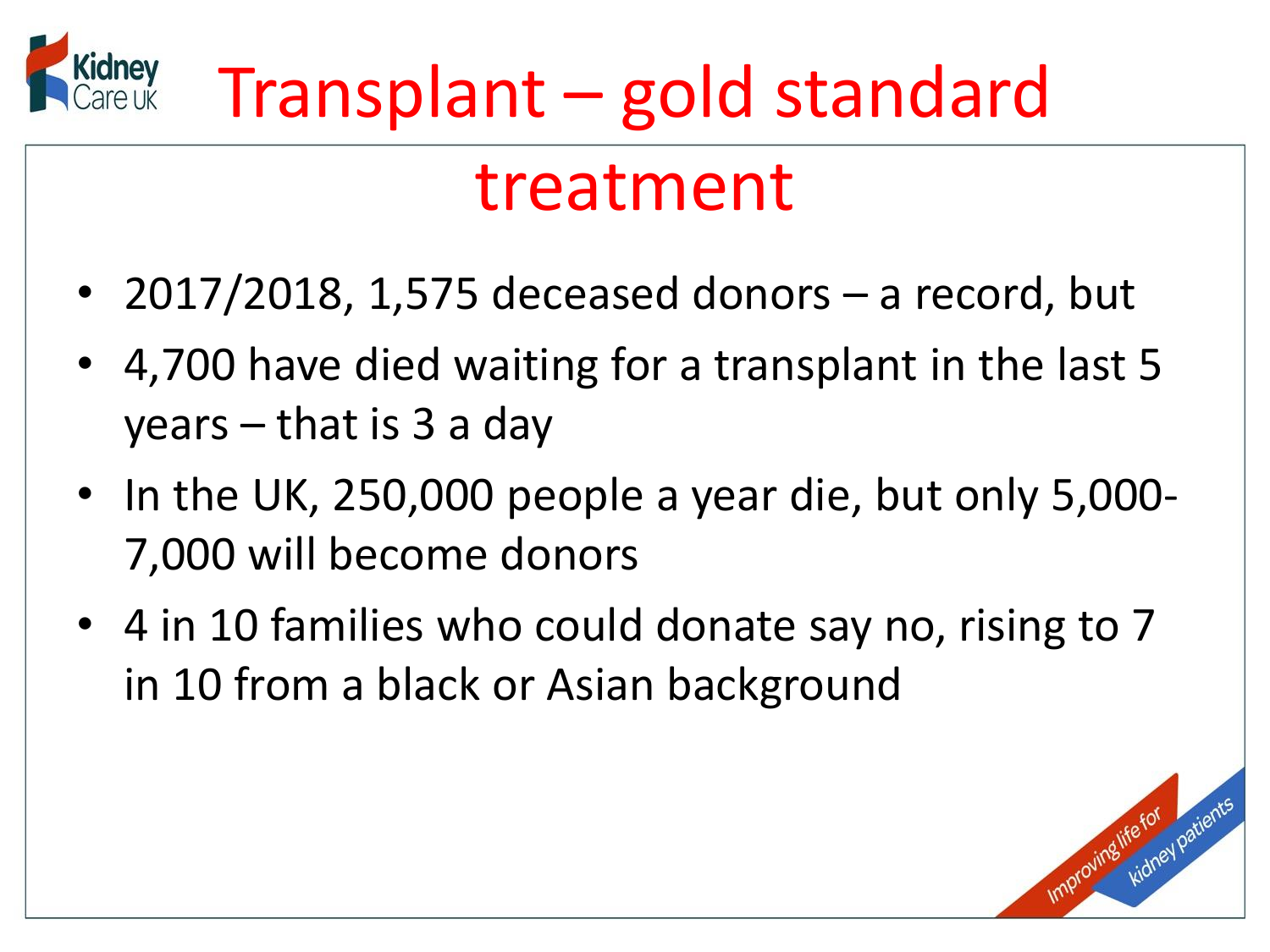# Transplant – gold standard treatment

- 2017/2018, 1,575 deceased donors – a record, but
- 4,700 have died waiting for a transplant in the last 5 years – that is 3 a day
- In the UK, 250,000 people a year die, but only 5,000-7,000 will become donors
- 4 in 10 families who could donate say no, rising to 7 in 10 from a black or Asian background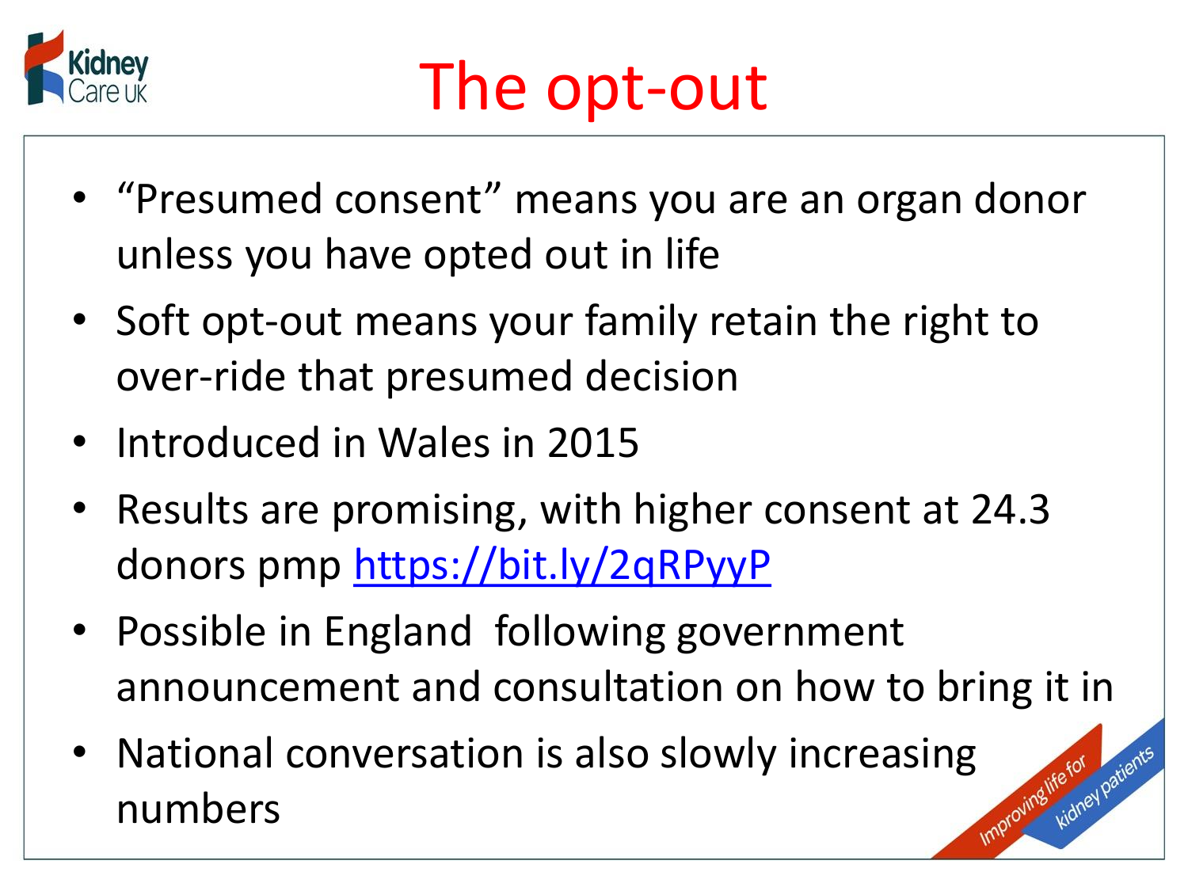# The opt-out

- "Presumed consent" means you are an organ donor unless you have opted out in life
- Soft opt-out means your family retain the right to over-ride that presumed decision
- Introduced in Wales in 2015
- Results are promising, with higher consent at 24.3 donors pmp https://bit.ly/2qRPyyP
- Possible in England following government announcement and consultation on how to bring it in
- National conversation is also slowly increasing numbers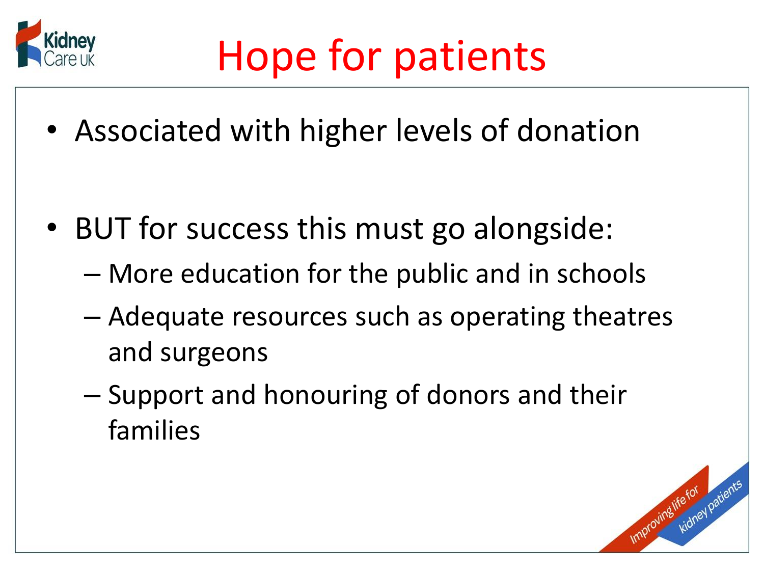# Hope for patients

- Associated with higher levels of donation

- BUT for success this must go alongside:
  - More education for the public and in schools
  - Adequate resources such as operating theatres and surgeons
  - Support and honouring of donors and their families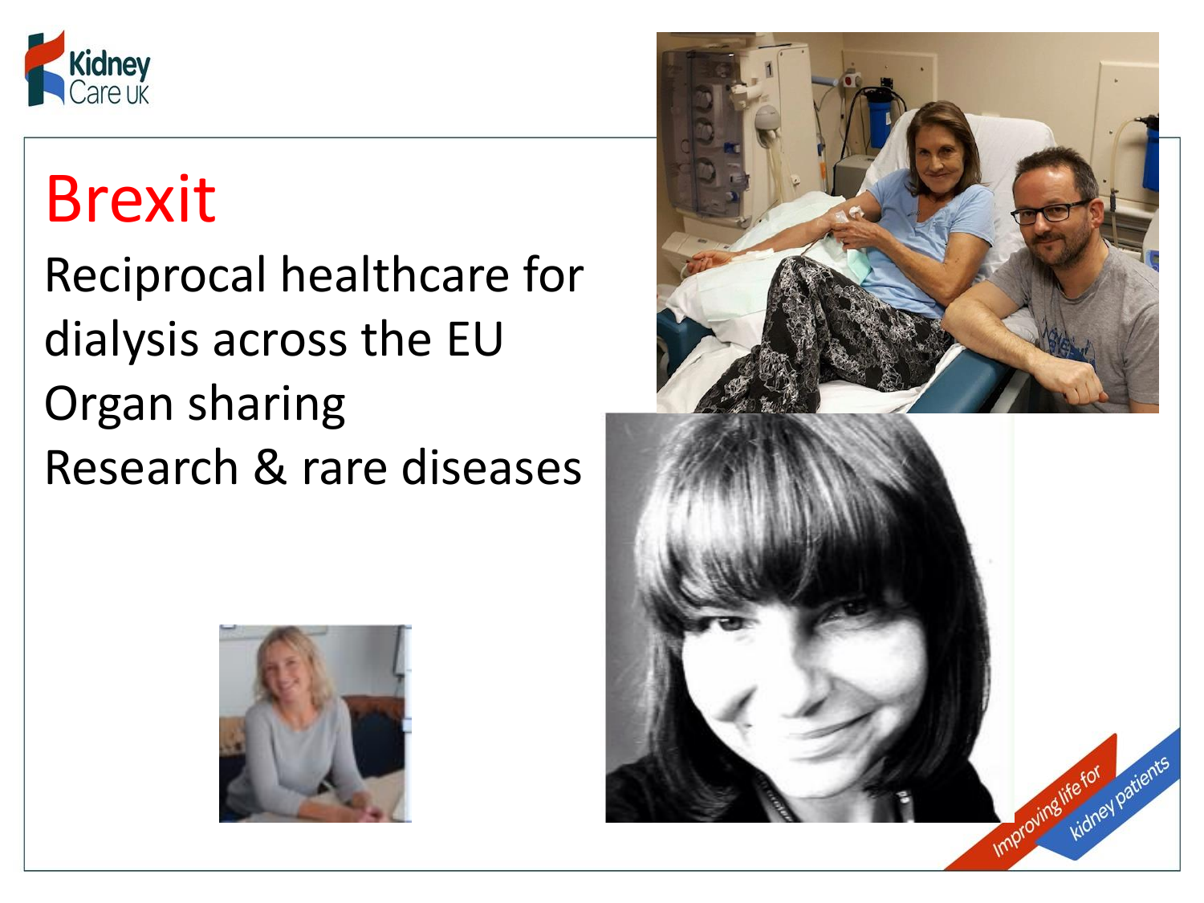# Brexit

Reciprocal healthcare for dialysis across the EU

Organ sharing

Research & rare diseases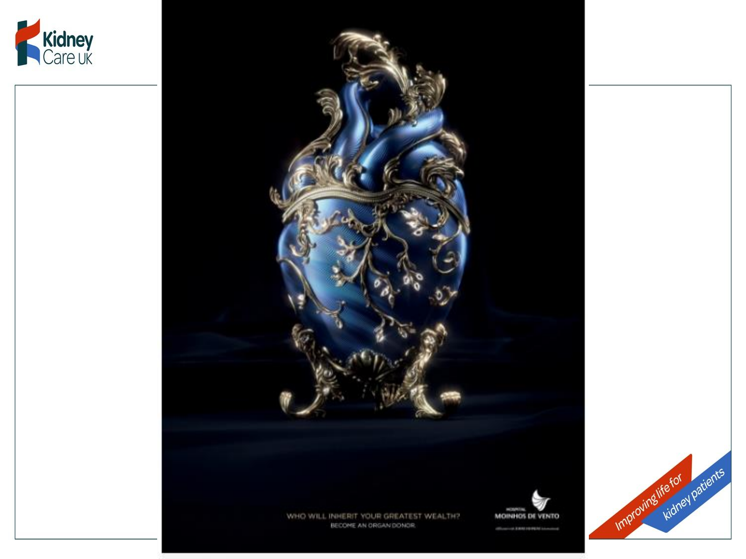WHO WILL INHERIT YOUR GREATEST WEALTH?

BECOME AN ORGAN DONOR.

HOSPITAL MOINHOS DE VENTO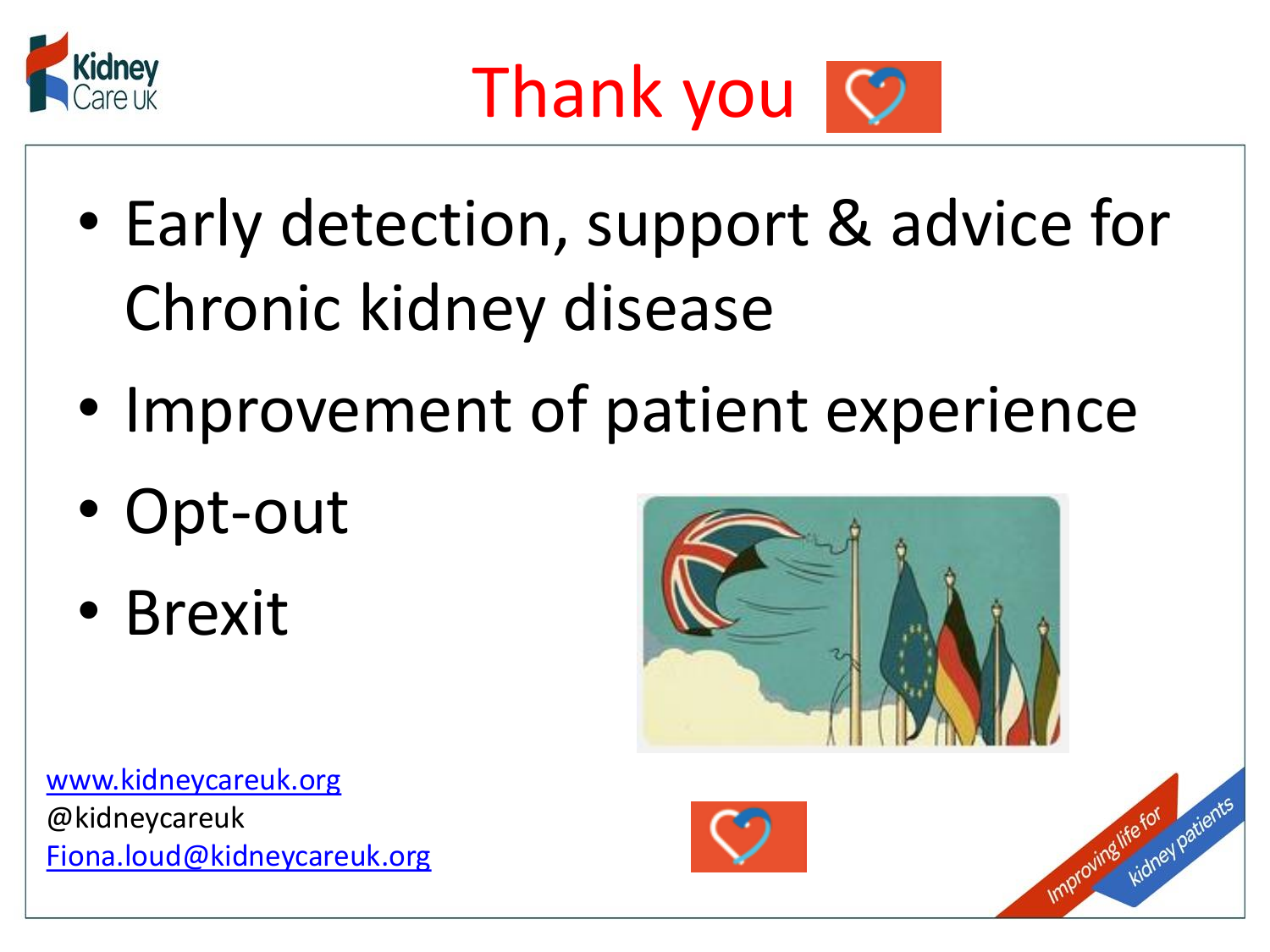# Thank you

- Early detection, support & advice for Chronic kidney disease
- Improvement of patient experience
- Opt-out
- Brexit

www.kidneycareuk.org
@kidneycareuk
Fiona.loud@kidneycareuk.org